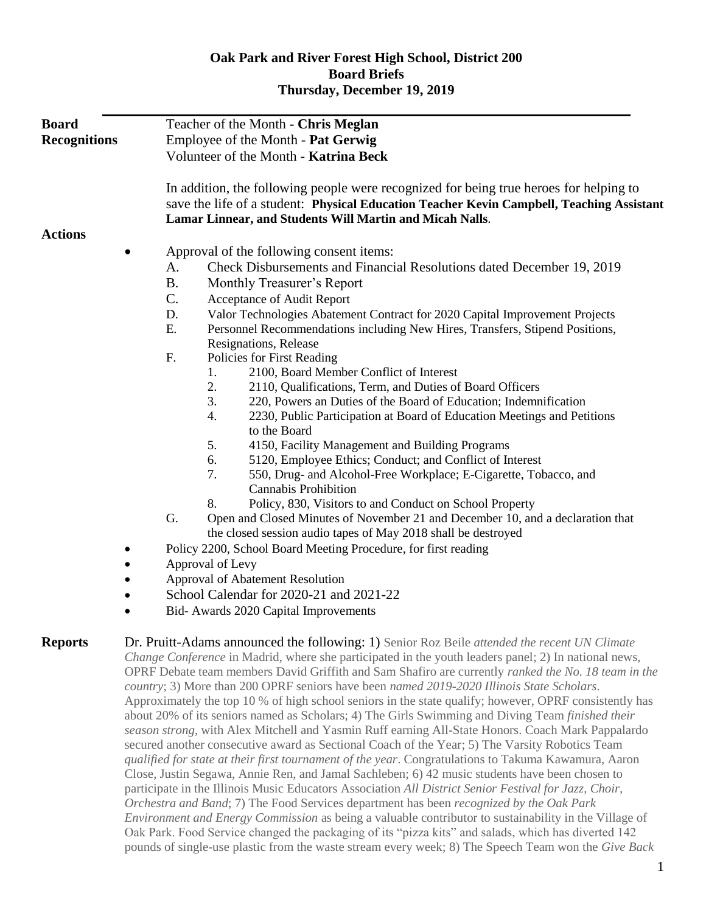# Oak Park and River Forest High School, District 200
## Board Briefs
### Thursday, December 19, 2019

**Board Recognitions**

Teacher of the Month - **Chris Meglan**
Employee of the Month - **Pat Gerwig**
Volunteer of the Month - **Katrina Beck**

In addition, the following people were recognized for being true heroes for helping to save the life of a student: **Physical Education Teacher Kevin Campbell, Teaching Assistant Lamar Linnear, and Students Will Martin and Micah Nalls**.

**Actions**

- Approval of the following consent items:
  - A. Check Disbursements and Financial Resolutions dated December 19, 2019
  - B. Monthly Treasurer's Report
  - C. Acceptance of Audit Report
  - D. Valor Technologies Abatement Contract for 2020 Capital Improvement Projects
  - E. Personnel Recommendations including New Hires, Transfers, Stipend Positions, Resignations, Release
  - F. Policies for First Reading
    1. 2100, Board Member Conflict of Interest
    2. 2110, Qualifications, Term, and Duties of Board Officers
    3. 220, Powers an Duties of the Board of Education; Indemnification
    4. 2230, Public Participation at Board of Education Meetings and Petitions to the Board
    5. 4150, Facility Management and Building Programs
    6. 5120, Employee Ethics; Conduct; and Conflict of Interest
    7. 550, Drug- and Alcohol-Free Workplace; E-Cigarette, Tobacco, and Cannabis Prohibition
    8. Policy, 830, Visitors to and Conduct on School Property
  - G. Open and Closed Minutes of November 21 and December 10, and a declaration that the closed session audio tapes of May 2018 shall be destroyed
- Policy 2200, School Board Meeting Procedure, for first reading
- Approval of Levy
- Approval of Abatement Resolution
- School Calendar for 2020-21 and 2021-22
- Bid- Awards 2020 Capital Improvements

**Reports**

Dr. Pruitt-Adams announced the following: 1) Senior Roz Beile *attended the recent UN Climate Change Conference* in Madrid, where she participated in the youth leaders panel; 2) In national news, OPRF Debate team members David Griffith and Sam Shafiro are currently *ranked the No. 18 team in the country*; 3) More than 200 OPRF seniors have been *named 2019-2020 Illinois State Scholars*. Approximately the top 10 % of high school seniors in the state qualify; however, OPRF consistently has about 20% of its seniors named as Scholars; 4) The Girls Swimming and Diving Team *finished their season strong*, with Alex Mitchell and Yasmin Ruff earning All-State Honors. Coach Mark Pappalardo secured another consecutive award as Sectional Coach of the Year; 5) The Varsity Robotics Team *qualified for state at their first tournament of the year*. Congratulations to Takuma Kawamura, Aaron Close, Justin Segawa, Annie Ren, and Jamal Sachleben; 6) 42 music students have been chosen to participate in the Illinois Music Educators Association *All District Senior Festival for Jazz, Choir, Orchestra and Band*; 7) The Food Services department has been *recognized by the Oak Park Environment and Energy Commission* as being a valuable contributor to sustainability in the Village of Oak Park. Food Service changed the packaging of its "pizza kits" and salads, which has diverted 142 pounds of single-use plastic from the waste stream every week; 8) The Speech Team won the *Give Back*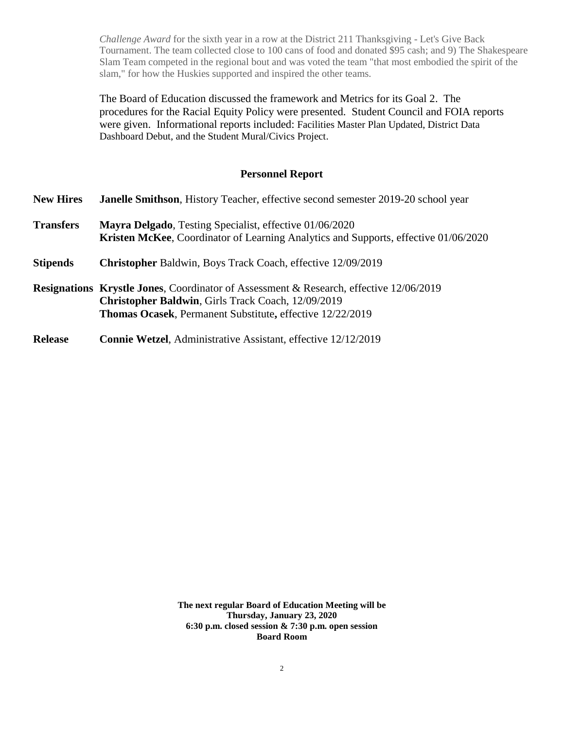*Challenge Award* for the sixth year in a row at the District 211 Thanksgiving - Let's Give Back Tournament. The team collected close to 100 cans of food and donated $95 cash; and 9) The Shakespeare Slam Team competed in the regional bout and was voted the team "that most embodied the spirit of the slam," for how the Huskies supported and inspired the other teams.

The Board of Education discussed the framework and Metrics for its Goal 2. The procedures for the Racial Equity Policy were presented. Student Council and FOIA reports were given. Informational reports included: Facilities Master Plan Updated, District Data Dashboard Debut, and the Student Mural/Civics Project.

## Personnel Report

**New Hires** **Janelle Smithson**, History Teacher, effective second semester 2019-20 school year

**Transfers** **Mayra Delgado**, Testing Specialist, effective 01/06/2020
**Kristen McKee**, Coordinator of Learning Analytics and Supports, effective 01/06/2020

**Stipends** **Christopher** Baldwin, Boys Track Coach, effective 12/09/2019

**Resignations** **Krystle Jones**, Coordinator of Assessment & Research, effective 12/06/2019
**Christopher Baldwin**, Girls Track Coach, 12/09/2019
**Thomas Ocasek**, Permanent Substitute**,** effective 12/22/2019

**Release** **Connie Wetzel**, Administrative Assistant, effective 12/12/2019

**The next regular Board of Education Meeting will be**
**Thursday, January 23, 2020**
**6:30 p.m. closed session & 7:30 p.m. open session**
**Board Room**